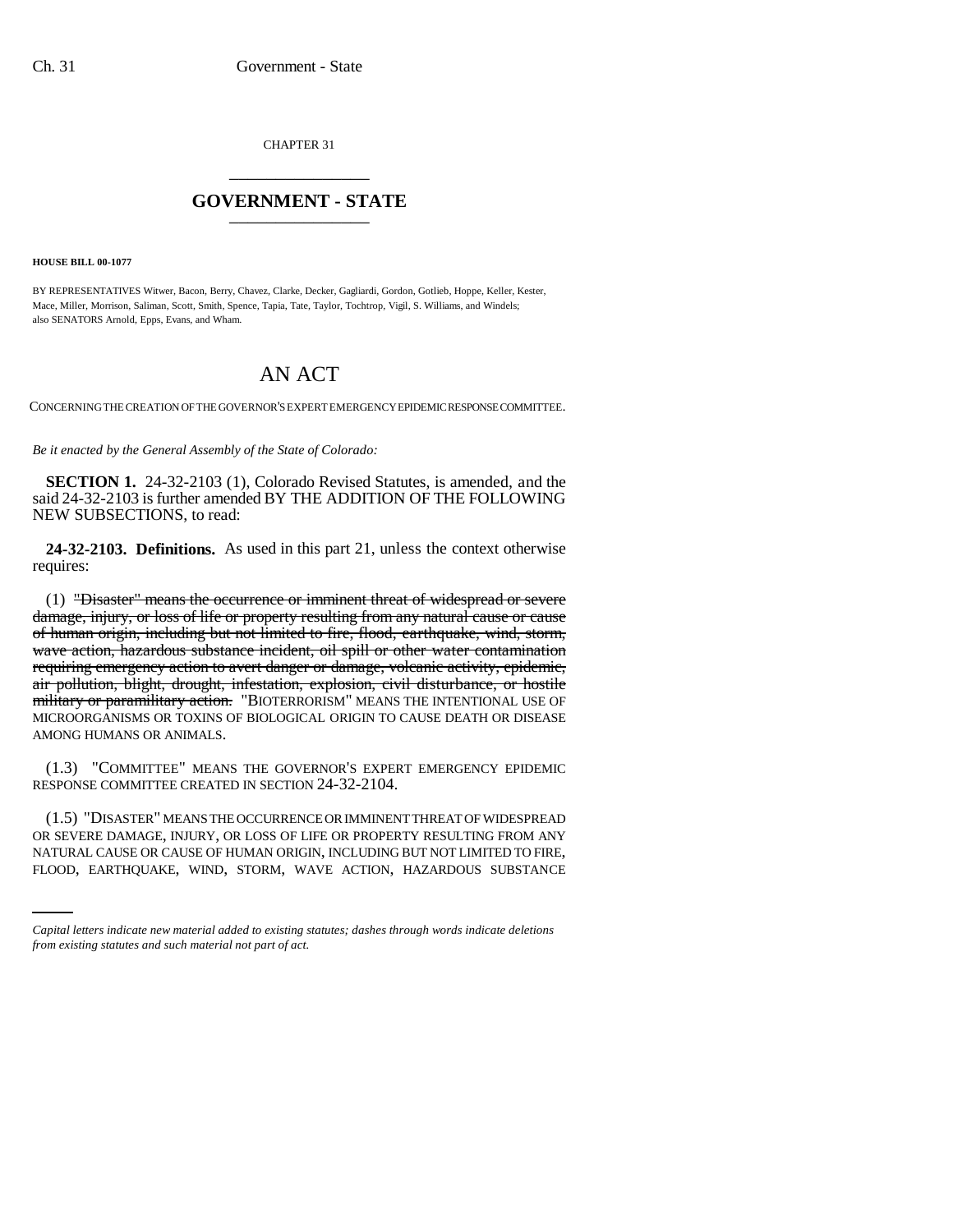CHAPTER 31

# GOVERNMENT - STATE

**HOUSE BILL 00-1077**

BY REPRESENTATIVES Witwer, Bacon, Berry, Chavez, Clarke, Decker, Gagliardi, Gordon, Gotlieb, Hoppe, Keller, Kester, Mace, Miller, Morrison, Saliman, Scott, Smith, Spence, Tapia, Tate, Taylor, Tochtrop, Vigil, S. Williams, and Windels; also SENATORS Arnold, Epps, Evans, and Wham.

# AN ACT

CONCERNING THE CREATION OF THE GOVERNOR'S EXPERT EMERGENCY EPIDEMIC RESPONSE COMMITTEE.

*Be it enacted by the General Assembly of the State of Colorado:*

**SECTION 1.** 24-32-2103 (1), Colorado Revised Statutes, is amended, and the said 24-32-2103 is further amended BY THE ADDITION OF THE FOLLOWING NEW SUBSECTIONS, to read:

**24-32-2103. Definitions.** As used in this part 21, unless the context otherwise requires:

(1) ~~"Disaster" means the occurrence or imminent threat of widespread or severe damage, injury, or loss of life or property resulting from any natural cause or cause of human origin, including but not limited to fire, flood, earthquake, wind, storm, wave action, hazardous substance incident, oil spill or other water contamination requiring emergency action to avert danger or damage, volcanic activity, epidemic, air pollution, blight, drought, infestation, explosion, civil disturbance, or hostile military or paramilitary action.~~ "BIOTERRORISM" MEANS THE INTENTIONAL USE OF MICROORGANISMS OR TOXINS OF BIOLOGICAL ORIGIN TO CAUSE DEATH OR DISEASE AMONG HUMANS OR ANIMALS.

(1.3) "COMMITTEE" MEANS THE GOVERNOR'S EXPERT EMERGENCY EPIDEMIC RESPONSE COMMITTEE CREATED IN SECTION 24-32-2104.

(1.5) "DISASTER" MEANS THE OCCURRENCE OR IMMINENT THREAT OF WIDESPREAD OR SEVERE DAMAGE, INJURY, OR LOSS OF LIFE OR PROPERTY RESULTING FROM ANY NATURAL CAUSE OR CAUSE OF HUMAN ORIGIN, INCLUDING BUT NOT LIMITED TO FIRE, FLOOD, EARTHQUAKE, WIND, STORM, WAVE ACTION, HAZARDOUS SUBSTANCE

*Capital letters indicate new material added to existing statutes; dashes through words indicate deletions from existing statutes and such material not part of act.*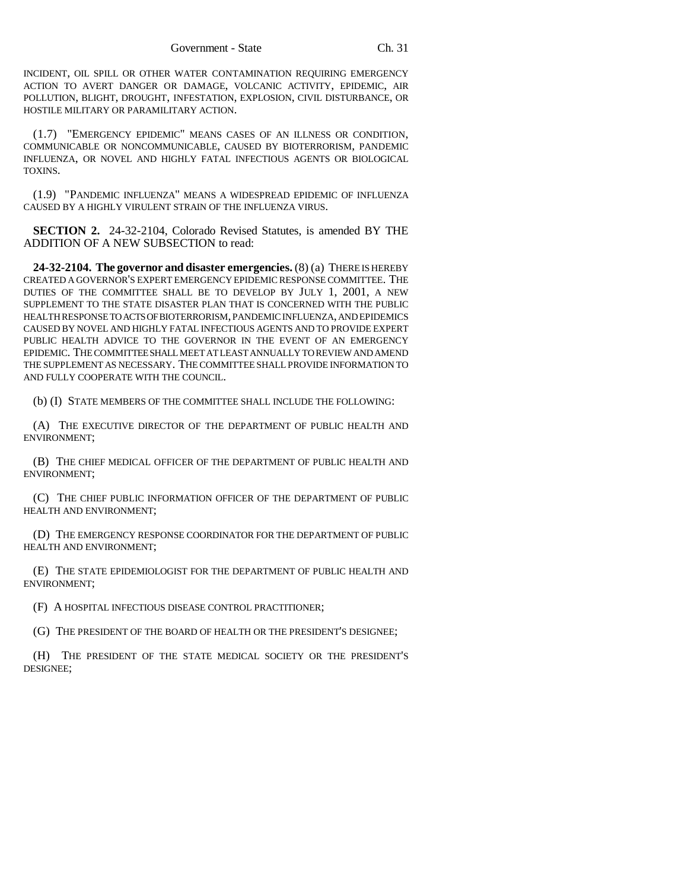INCIDENT, OIL SPILL OR OTHER WATER CONTAMINATION REQUIRING EMERGENCY ACTION TO AVERT DANGER OR DAMAGE, VOLCANIC ACTIVITY, EPIDEMIC, AIR POLLUTION, BLIGHT, DROUGHT, INFESTATION, EXPLOSION, CIVIL DISTURBANCE, OR HOSTILE MILITARY OR PARAMILITARY ACTION.

(1.7) "EMERGENCY EPIDEMIC" MEANS CASES OF AN ILLNESS OR CONDITION, COMMUNICABLE OR NONCOMMUNICABLE, CAUSED BY BIOTERRORISM, PANDEMIC INFLUENZA, OR NOVEL AND HIGHLY FATAL INFECTIOUS AGENTS OR BIOLOGICAL TOXINS.

(1.9) "PANDEMIC INFLUENZA" MEANS A WIDESPREAD EPIDEMIC OF INFLUENZA CAUSED BY A HIGHLY VIRULENT STRAIN OF THE INFLUENZA VIRUS.

**SECTION 2.** 24-32-2104, Colorado Revised Statutes, is amended BY THE ADDITION OF A NEW SUBSECTION to read:

**24-32-2104. The governor and disaster emergencies.** (8) (a) THERE IS HEREBY CREATED A GOVERNOR'S EXPERT EMERGENCY EPIDEMIC RESPONSE COMMITTEE. THE DUTIES OF THE COMMITTEE SHALL BE TO DEVELOP BY JULY 1, 2001, A NEW SUPPLEMENT TO THE STATE DISASTER PLAN THAT IS CONCERNED WITH THE PUBLIC HEALTH RESPONSE TO ACTS OF BIOTERRORISM, PANDEMIC INFLUENZA, AND EPIDEMICS CAUSED BY NOVEL AND HIGHLY FATAL INFECTIOUS AGENTS AND TO PROVIDE EXPERT PUBLIC HEALTH ADVICE TO THE GOVERNOR IN THE EVENT OF AN EMERGENCY EPIDEMIC. THE COMMITTEE SHALL MEET AT LEAST ANNUALLY TO REVIEW AND AMEND THE SUPPLEMENT AS NECESSARY. THE COMMITTEE SHALL PROVIDE INFORMATION TO AND FULLY COOPERATE WITH THE COUNCIL.

(b) (I) STATE MEMBERS OF THE COMMITTEE SHALL INCLUDE THE FOLLOWING:

(A) THE EXECUTIVE DIRECTOR OF THE DEPARTMENT OF PUBLIC HEALTH AND ENVIRONMENT;

(B) THE CHIEF MEDICAL OFFICER OF THE DEPARTMENT OF PUBLIC HEALTH AND ENVIRONMENT;

(C) THE CHIEF PUBLIC INFORMATION OFFICER OF THE DEPARTMENT OF PUBLIC HEALTH AND ENVIRONMENT;

(D) THE EMERGENCY RESPONSE COORDINATOR FOR THE DEPARTMENT OF PUBLIC HEALTH AND ENVIRONMENT;

(E) THE STATE EPIDEMIOLOGIST FOR THE DEPARTMENT OF PUBLIC HEALTH AND ENVIRONMENT;

(F) A HOSPITAL INFECTIOUS DISEASE CONTROL PRACTITIONER;

(G) THE PRESIDENT OF THE BOARD OF HEALTH OR THE PRESIDENT'S DESIGNEE;

(H) THE PRESIDENT OF THE STATE MEDICAL SOCIETY OR THE PRESIDENT'S DESIGNEE;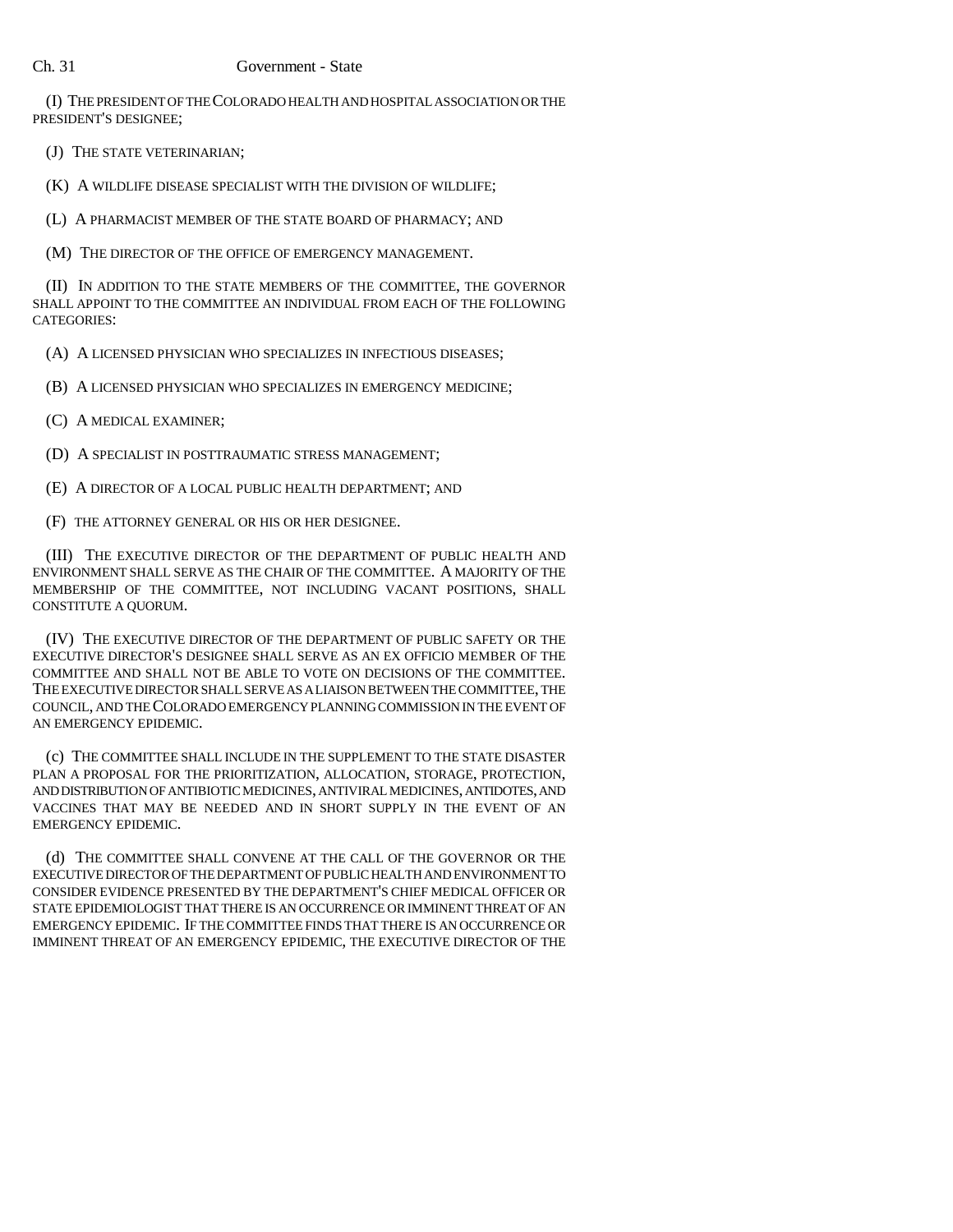(I) THE PRESIDENT OF THE COLORADO HEALTH AND HOSPITAL ASSOCIATION OR THE PRESIDENT'S DESIGNEE;

(J) THE STATE VETERINARIAN;

(K) A WILDLIFE DISEASE SPECIALIST WITH THE DIVISION OF WILDLIFE;

(L) A PHARMACIST MEMBER OF THE STATE BOARD OF PHARMACY; AND

(M) THE DIRECTOR OF THE OFFICE OF EMERGENCY MANAGEMENT.

(II) IN ADDITION TO THE STATE MEMBERS OF THE COMMITTEE, THE GOVERNOR SHALL APPOINT TO THE COMMITTEE AN INDIVIDUAL FROM EACH OF THE FOLLOWING CATEGORIES:

(A) A LICENSED PHYSICIAN WHO SPECIALIZES IN INFECTIOUS DISEASES;

(B) A LICENSED PHYSICIAN WHO SPECIALIZES IN EMERGENCY MEDICINE;

(C) A MEDICAL EXAMINER;

(D) A SPECIALIST IN POSTTRAUMATIC STRESS MANAGEMENT;

(E) A DIRECTOR OF A LOCAL PUBLIC HEALTH DEPARTMENT; AND

(F) THE ATTORNEY GENERAL OR HIS OR HER DESIGNEE.

(III) THE EXECUTIVE DIRECTOR OF THE DEPARTMENT OF PUBLIC HEALTH AND ENVIRONMENT SHALL SERVE AS THE CHAIR OF THE COMMITTEE. A MAJORITY OF THE MEMBERSHIP OF THE COMMITTEE, NOT INCLUDING VACANT POSITIONS, SHALL CONSTITUTE A QUORUM.

(IV) THE EXECUTIVE DIRECTOR OF THE DEPARTMENT OF PUBLIC SAFETY OR THE EXECUTIVE DIRECTOR'S DESIGNEE SHALL SERVE AS AN EX OFFICIO MEMBER OF THE COMMITTEE AND SHALL NOT BE ABLE TO VOTE ON DECISIONS OF THE COMMITTEE. THE EXECUTIVE DIRECTOR SHALL SERVE AS A LIAISON BETWEEN THE COMMITTEE, THE COUNCIL, AND THE COLORADO EMERGENCY PLANNING COMMISSION IN THE EVENT OF AN EMERGENCY EPIDEMIC.

(c) THE COMMITTEE SHALL INCLUDE IN THE SUPPLEMENT TO THE STATE DISASTER PLAN A PROPOSAL FOR THE PRIORITIZATION, ALLOCATION, STORAGE, PROTECTION, AND DISTRIBUTION OF ANTIBIOTIC MEDICINES, ANTIVIRAL MEDICINES, ANTIDOTES, AND VACCINES THAT MAY BE NEEDED AND IN SHORT SUPPLY IN THE EVENT OF AN EMERGENCY EPIDEMIC.

(d) THE COMMITTEE SHALL CONVENE AT THE CALL OF THE GOVERNOR OR THE EXECUTIVE DIRECTOR OF THE DEPARTMENT OF PUBLIC HEALTH AND ENVIRONMENT TO CONSIDER EVIDENCE PRESENTED BY THE DEPARTMENT'S CHIEF MEDICAL OFFICER OR STATE EPIDEMIOLOGIST THAT THERE IS AN OCCURRENCE OR IMMINENT THREAT OF AN EMERGENCY EPIDEMIC. IF THE COMMITTEE FINDS THAT THERE IS AN OCCURRENCE OR IMMINENT THREAT OF AN EMERGENCY EPIDEMIC, THE EXECUTIVE DIRECTOR OF THE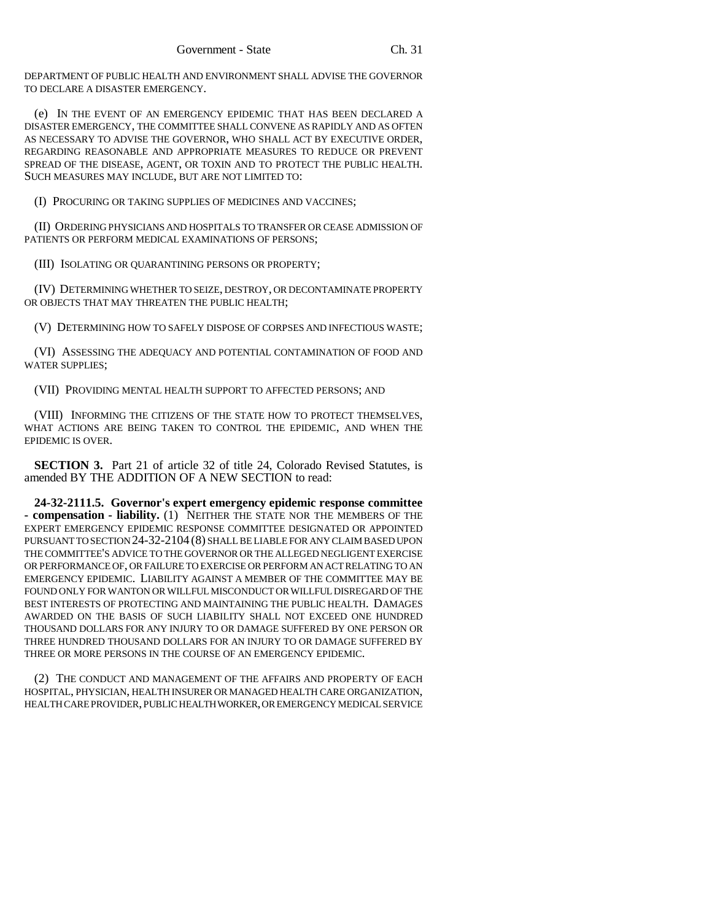DEPARTMENT OF PUBLIC HEALTH AND ENVIRONMENT SHALL ADVISE THE GOVERNOR TO DECLARE A DISASTER EMERGENCY.

(e) IN THE EVENT OF AN EMERGENCY EPIDEMIC THAT HAS BEEN DECLARED A DISASTER EMERGENCY, THE COMMITTEE SHALL CONVENE AS RAPIDLY AND AS OFTEN AS NECESSARY TO ADVISE THE GOVERNOR, WHO SHALL ACT BY EXECUTIVE ORDER, REGARDING REASONABLE AND APPROPRIATE MEASURES TO REDUCE OR PREVENT SPREAD OF THE DISEASE, AGENT, OR TOXIN AND TO PROTECT THE PUBLIC HEALTH. SUCH MEASURES MAY INCLUDE, BUT ARE NOT LIMITED TO:

(I) PROCURING OR TAKING SUPPLIES OF MEDICINES AND VACCINES;

(II) ORDERING PHYSICIANS AND HOSPITALS TO TRANSFER OR CEASE ADMISSION OF PATIENTS OR PERFORM MEDICAL EXAMINATIONS OF PERSONS;

(III) ISOLATING OR QUARANTINING PERSONS OR PROPERTY;

(IV) DETERMINING WHETHER TO SEIZE, DESTROY, OR DECONTAMINATE PROPERTY OR OBJECTS THAT MAY THREATEN THE PUBLIC HEALTH;

(V) DETERMINING HOW TO SAFELY DISPOSE OF CORPSES AND INFECTIOUS WASTE;

(VI) ASSESSING THE ADEQUACY AND POTENTIAL CONTAMINATION OF FOOD AND WATER SUPPLIES;

(VII) PROVIDING MENTAL HEALTH SUPPORT TO AFFECTED PERSONS; AND

(VIII) INFORMING THE CITIZENS OF THE STATE HOW TO PROTECT THEMSELVES, WHAT ACTIONS ARE BEING TAKEN TO CONTROL THE EPIDEMIC, AND WHEN THE EPIDEMIC IS OVER.

**SECTION 3.** Part 21 of article 32 of title 24, Colorado Revised Statutes, is amended BY THE ADDITION OF A NEW SECTION to read:

**24-32-2111.5. Governor's expert emergency epidemic response committee - compensation - liability.** (1) NEITHER THE STATE NOR THE MEMBERS OF THE EXPERT EMERGENCY EPIDEMIC RESPONSE COMMITTEE DESIGNATED OR APPOINTED PURSUANT TO SECTION 24-32-2104 (8) SHALL BE LIABLE FOR ANY CLAIM BASED UPON THE COMMITTEE'S ADVICE TO THE GOVERNOR OR THE ALLEGED NEGLIGENT EXERCISE OR PERFORMANCE OF, OR FAILURE TO EXERCISE OR PERFORM AN ACT RELATING TO AN EMERGENCY EPIDEMIC. LIABILITY AGAINST A MEMBER OF THE COMMITTEE MAY BE FOUND ONLY FOR WANTON OR WILLFUL MISCONDUCT OR WILLFUL DISREGARD OF THE BEST INTERESTS OF PROTECTING AND MAINTAINING THE PUBLIC HEALTH. DAMAGES AWARDED ON THE BASIS OF SUCH LIABILITY SHALL NOT EXCEED ONE HUNDRED THOUSAND DOLLARS FOR ANY INJURY TO OR DAMAGE SUFFERED BY ONE PERSON OR THREE HUNDRED THOUSAND DOLLARS FOR AN INJURY TO OR DAMAGE SUFFERED BY THREE OR MORE PERSONS IN THE COURSE OF AN EMERGENCY EPIDEMIC.

(2) THE CONDUCT AND MANAGEMENT OF THE AFFAIRS AND PROPERTY OF EACH HOSPITAL, PHYSICIAN, HEALTH INSURER OR MANAGED HEALTH CARE ORGANIZATION, HEALTH CARE PROVIDER, PUBLIC HEALTH WORKER, OR EMERGENCY MEDICAL SERVICE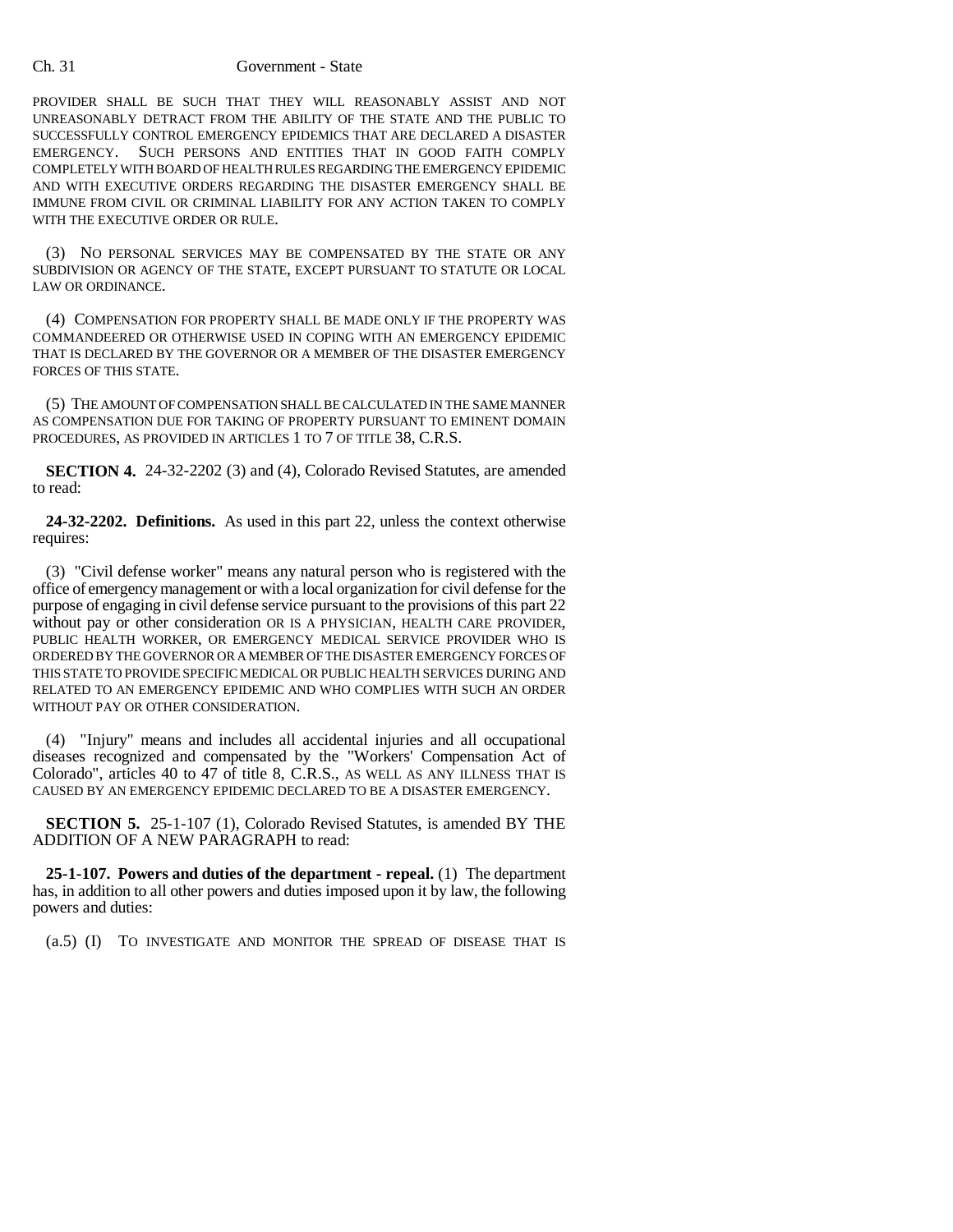PROVIDER SHALL BE SUCH THAT THEY WILL REASONABLY ASSIST AND NOT UNREASONABLY DETRACT FROM THE ABILITY OF THE STATE AND THE PUBLIC TO SUCCESSFULLY CONTROL EMERGENCY EPIDEMICS THAT ARE DECLARED A DISASTER EMERGENCY. SUCH PERSONS AND ENTITIES THAT IN GOOD FAITH COMPLY COMPLETELY WITH BOARD OF HEALTH RULES REGARDING THE EMERGENCY EPIDEMIC AND WITH EXECUTIVE ORDERS REGARDING THE DISASTER EMERGENCY SHALL BE IMMUNE FROM CIVIL OR CRIMINAL LIABILITY FOR ANY ACTION TAKEN TO COMPLY WITH THE EXECUTIVE ORDER OR RULE.

(3) NO PERSONAL SERVICES MAY BE COMPENSATED BY THE STATE OR ANY SUBDIVISION OR AGENCY OF THE STATE, EXCEPT PURSUANT TO STATUTE OR LOCAL LAW OR ORDINANCE.

(4) COMPENSATION FOR PROPERTY SHALL BE MADE ONLY IF THE PROPERTY WAS COMMANDEERED OR OTHERWISE USED IN COPING WITH AN EMERGENCY EPIDEMIC THAT IS DECLARED BY THE GOVERNOR OR A MEMBER OF THE DISASTER EMERGENCY FORCES OF THIS STATE.

(5) THE AMOUNT OF COMPENSATION SHALL BE CALCULATED IN THE SAME MANNER AS COMPENSATION DUE FOR TAKING OF PROPERTY PURSUANT TO EMINENT DOMAIN PROCEDURES, AS PROVIDED IN ARTICLES 1 TO 7 OF TITLE 38, C.R.S.

**SECTION 4.** 24-32-2202 (3) and (4), Colorado Revised Statutes, are amended to read:

**24-32-2202. Definitions.** As used in this part 22, unless the context otherwise requires:

(3) "Civil defense worker" means any natural person who is registered with the office of emergency management or with a local organization for civil defense for the purpose of engaging in civil defense service pursuant to the provisions of this part 22 without pay or other consideration OR IS A PHYSICIAN, HEALTH CARE PROVIDER, PUBLIC HEALTH WORKER, OR EMERGENCY MEDICAL SERVICE PROVIDER WHO IS ORDERED BY THE GOVERNOR OR A MEMBER OF THE DISASTER EMERGENCY FORCES OF THIS STATE TO PROVIDE SPECIFIC MEDICAL OR PUBLIC HEALTH SERVICES DURING AND RELATED TO AN EMERGENCY EPIDEMIC AND WHO COMPLIES WITH SUCH AN ORDER WITHOUT PAY OR OTHER CONSIDERATION.

(4) "Injury" means and includes all accidental injuries and all occupational diseases recognized and compensated by the "Workers' Compensation Act of Colorado", articles 40 to 47 of title 8, C.R.S., AS WELL AS ANY ILLNESS THAT IS CAUSED BY AN EMERGENCY EPIDEMIC DECLARED TO BE A DISASTER EMERGENCY.

**SECTION 5.** 25-1-107 (1), Colorado Revised Statutes, is amended BY THE ADDITION OF A NEW PARAGRAPH to read:

**25-1-107. Powers and duties of the department - repeal.** (1) The department has, in addition to all other powers and duties imposed upon it by law, the following powers and duties:

(a.5) (I) TO INVESTIGATE AND MONITOR THE SPREAD OF DISEASE THAT IS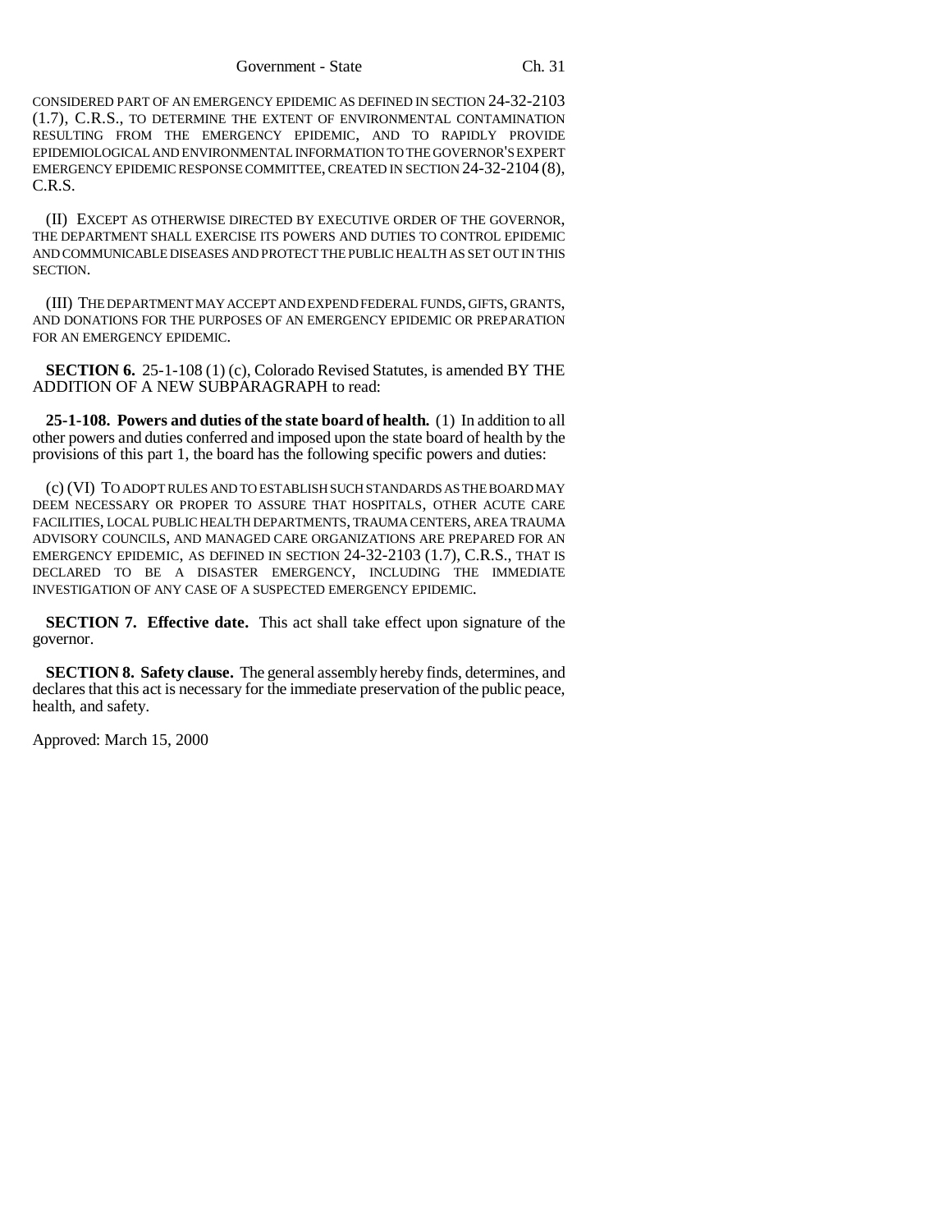CONSIDERED PART OF AN EMERGENCY EPIDEMIC AS DEFINED IN SECTION 24-32-2103 (1.7), C.R.S., TO DETERMINE THE EXTENT OF ENVIRONMENTAL CONTAMINATION RESULTING FROM THE EMERGENCY EPIDEMIC, AND TO RAPIDLY PROVIDE EPIDEMIOLOGICAL AND ENVIRONMENTAL INFORMATION TO THE GOVERNOR'S EXPERT EMERGENCY EPIDEMIC RESPONSE COMMITTEE, CREATED IN SECTION 24-32-2104 (8), C.R.S.

(II) EXCEPT AS OTHERWISE DIRECTED BY EXECUTIVE ORDER OF THE GOVERNOR, THE DEPARTMENT SHALL EXERCISE ITS POWERS AND DUTIES TO CONTROL EPIDEMIC AND COMMUNICABLE DISEASES AND PROTECT THE PUBLIC HEALTH AS SET OUT IN THIS SECTION.

(III) THE DEPARTMENT MAY ACCEPT AND EXPEND FEDERAL FUNDS, GIFTS, GRANTS, AND DONATIONS FOR THE PURPOSES OF AN EMERGENCY EPIDEMIC OR PREPARATION FOR AN EMERGENCY EPIDEMIC.

**SECTION 6.** 25-1-108 (1) (c), Colorado Revised Statutes, is amended BY THE ADDITION OF A NEW SUBPARAGRAPH to read:

**25-1-108. Powers and duties of the state board of health.** (1) In addition to all other powers and duties conferred and imposed upon the state board of health by the provisions of this part 1, the board has the following specific powers and duties:

(c) (VI) TO ADOPT RULES AND TO ESTABLISH SUCH STANDARDS AS THE BOARD MAY DEEM NECESSARY OR PROPER TO ASSURE THAT HOSPITALS, OTHER ACUTE CARE FACILITIES, LOCAL PUBLIC HEALTH DEPARTMENTS, TRAUMA CENTERS, AREA TRAUMA ADVISORY COUNCILS, AND MANAGED CARE ORGANIZATIONS ARE PREPARED FOR AN EMERGENCY EPIDEMIC, AS DEFINED IN SECTION 24-32-2103 (1.7), C.R.S., THAT IS DECLARED TO BE A DISASTER EMERGENCY, INCLUDING THE IMMEDIATE INVESTIGATION OF ANY CASE OF A SUSPECTED EMERGENCY EPIDEMIC.

**SECTION 7. Effective date.** This act shall take effect upon signature of the governor.

**SECTION 8. Safety clause.** The general assembly hereby finds, determines, and declares that this act is necessary for the immediate preservation of the public peace, health, and safety.

Approved: March 15, 2000